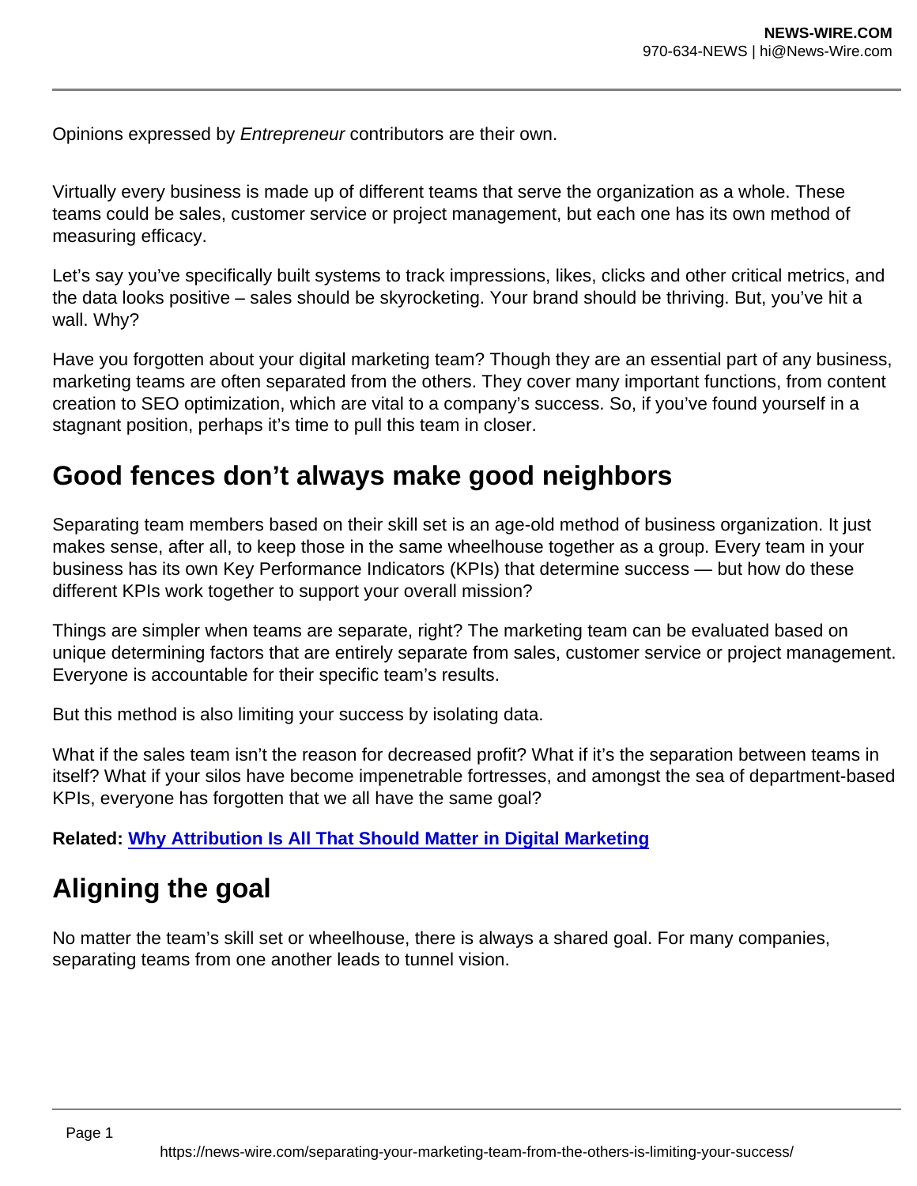Opinions expressed by *Entrepreneur* contributors are their own.

Virtually every business is made up of different teams that serve the organization as a whole. These teams could be sales, customer service or project management, but each one has its own method of measuring efficacy.

Let's say you've specifically built systems to track impressions, likes, clicks and other critical metrics, and the data looks positive – sales should be skyrocketing. Your brand should be thriving. But, you've hit a wall. Why?

Have you forgotten about your digital marketing team? Though they are an essential part of any business, marketing teams are often separated from the others. They cover many important functions, from content creation to SEO optimization, which are vital to a company's success. So, if you've found yourself in a stagnant position, perhaps it's time to pull this team in closer.

## Good fences don't always make good neighbors

Separating team members based on their skill set is an age-old method of business organization. It just makes sense, after all, to keep those in the same wheelhouse together as a group. Every team in your business has its own Key Performance Indicators (KPIs) that determine success — but how do these different KPIs work together to support your overall mission?

Things are simpler when teams are separate, right? The marketing team can be evaluated based on unique determining factors that are entirely separate from sales, customer service or project management. Everyone is accountable for their specific team's results.

But this method is also limiting your success by isolating data.

What if the sales team isn't the reason for decreased profit? What if it's the separation between teams in itself? What if your silos have become impenetrable fortresses, and amongst the sea of department-based KPIs, everyone has forgotten that we all have the same goal?

**Related: Why Attribution Is All That Should Matter in Digital Marketing**

## Aligning the goal

No matter the team's skill set or wheelhouse, there is always a shared goal. For many companies, separating teams from one another leads to tunnel vision.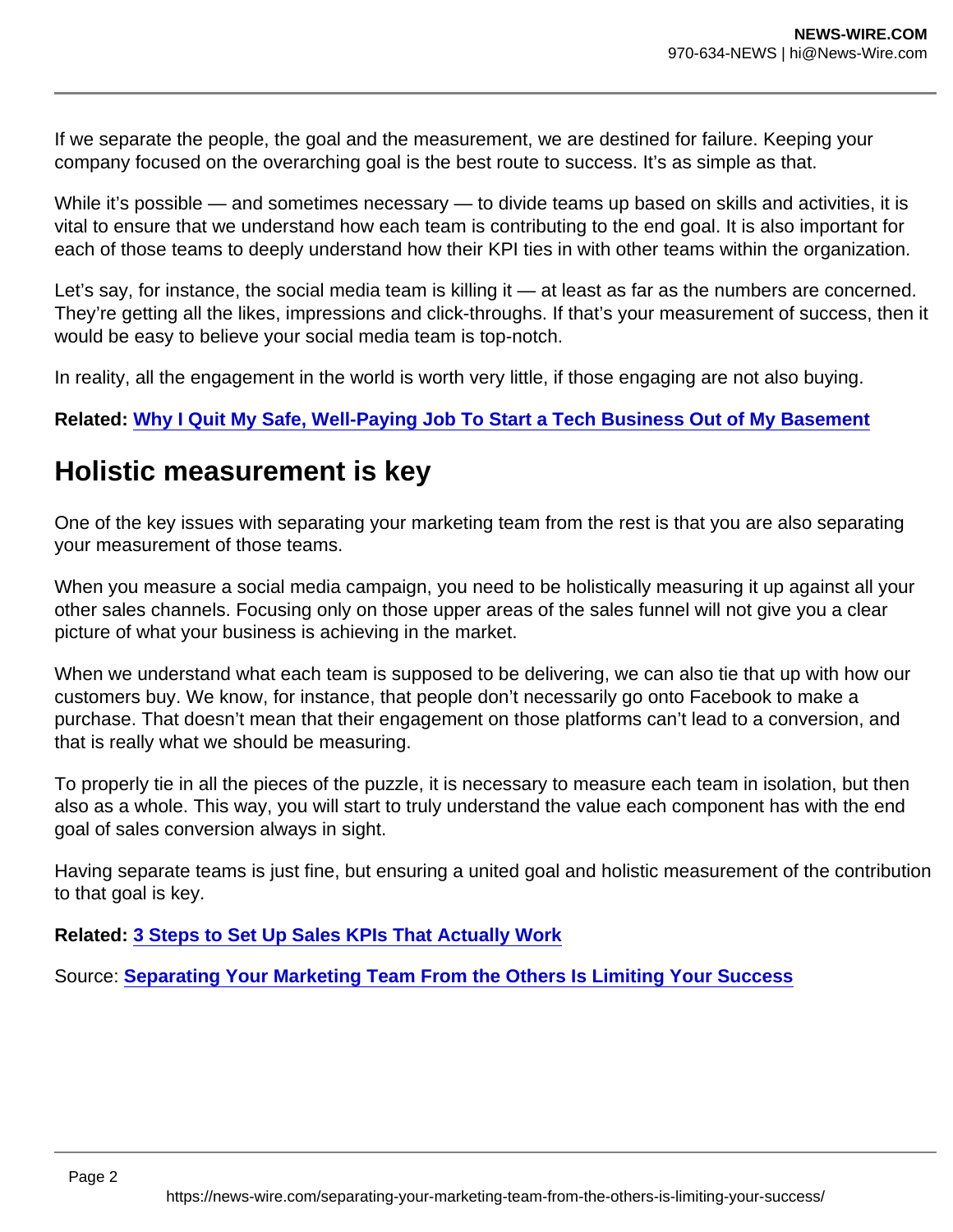If we separate the people, the goal and the measurement, we are destined for failure. Keeping your company focused on the overarching goal is the best route to success. It's as simple as that.

While it's possible — and sometimes necessary — to divide teams up based on skills and activities, it is vital to ensure that we understand how each team is contributing to the end goal. It is also important for each of those teams to deeply understand how their KPI ties in with other teams within the organization.

Let's say, for instance, the social media team is killing it — at least as far as the numbers are concerned. They're getting all the likes, impressions and click-throughs. If that's your measurement of success, then it would be easy to believe your social media team is top-notch.

In reality, all the engagement in the world is worth very little, if those engaging are not also buying.

**Related: Why I Quit My Safe, Well-Paying Job To Start a Tech Business Out of My Basement**

## Holistic measurement is key

One of the key issues with separating your marketing team from the rest is that you are also separating your measurement of those teams.

When you measure a social media campaign, you need to be holistically measuring it up against all your other sales channels. Focusing only on those upper areas of the sales funnel will not give you a clear picture of what your business is achieving in the market.

When we understand what each team is supposed to be delivering, we can also tie that up with how our customers buy. We know, for instance, that people don't necessarily go onto Facebook to make a purchase. That doesn't mean that their engagement on those platforms can't lead to a conversion, and that is really what we should be measuring.

To properly tie in all the pieces of the puzzle, it is necessary to measure each team in isolation, but then also as a whole. This way, you will start to truly understand the value each component has with the end goal of sales conversion always in sight.

Having separate teams is just fine, but ensuring a united goal and holistic measurement of the contribution to that goal is key.

**Related: 3 Steps to Set Up Sales KPIs That Actually Work**

Source: **Separating Your Marketing Team From the Others Is Limiting Your Success**